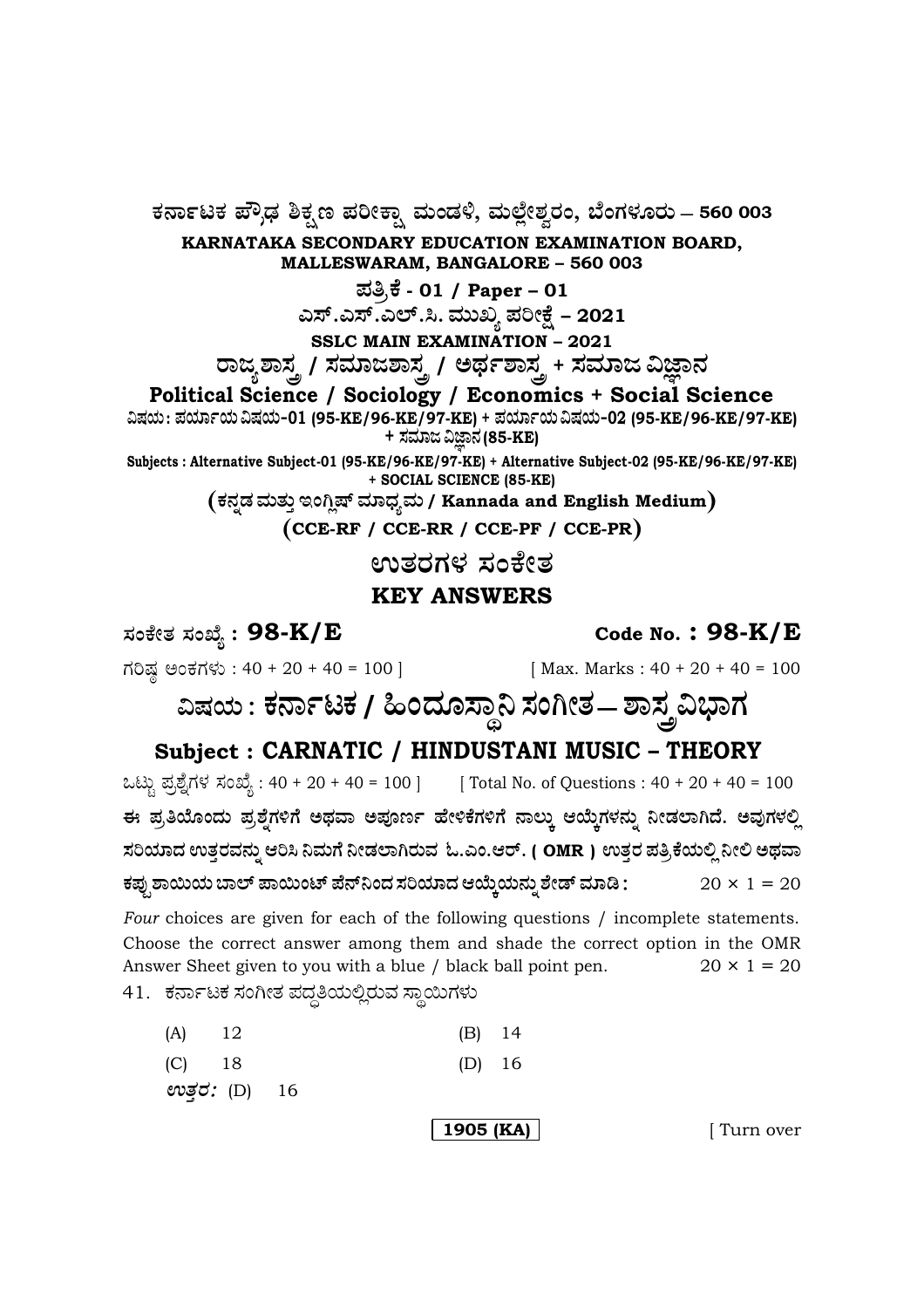**ಕರ್ನಾಟಕ ಪ್ರೌಢ ಶಿಕ್ಷಣ ಪರೀಕ್ಷಾ ಮಂಡಳಿ, ಮಲ್ಲೇಶ್ವರಂ, ಬೆಂಗಳೂರು – 560 003**

**KARNATAKA SECONDARY EDUCATION EXAMINATION BOARD, MALLESWARAM, BANGALORE – 560 003**

**ಪತ್ರಿಕೆ - 01 / Paper – 01**

**ಎಸ್.ಎಸ್.ಎಲ್.ಸಿ. ಮುಖ್ಯ ಪರೀಕ್ಷೆ – 2021**

**SSLC MAIN EXAMINATION – 2021**

**ರಾಜ್ಯಶಾಸ್ತ್ರ / ಸಮಾಜಶಾಸ್ತ್ರ / ಅರ್ಥಶಾಸ್ತ್ರ + ಸಮಾಜ ವಿಜ್ಞಾನ**

**Political Science / Sociology / Economics + Social Science**

ವಿಷಯ : ಪರ್ಯಾಯ ವಿಷಯ-01 (95-KE/96-KE/97-KE) + ಪರ್ಯಾಯ ವಿಷಯ-02 (95-KE/96-KE/97-KE) + ಸಮಾಜ ವಿಜ್ಞಾನ (85-KE)

Subjects : Alternative Subject-01 (95-KE/96-KE/97-KE) + Alternative Subject-02 (95-KE/96-KE/97-KE) + SOCIAL SCIENCE (85-KE)

**( ಕನ್ನಡ ಮತ್ತು ಇಂಗ್ಲಿಷ್ ಮಾಧ್ಯಮ / Kannada and English Medium )**

**( CCE-RF / CCE-RR / CCE-PF / CCE-PR )**

# ಉತ್ತರಗಳ ಸಂಕೇತ

# KEY ANSWERS

**ಸಂಕೇತ ಸಂಖ್ಯೆ : 98-K/E** **Code No. : 98-K/E**

ಗರಿಷ್ಠ ಅಂಕಗಳು : 40 + 20 + 40 = 100 ] [ Max. Marks : 40 + 20 + 40 = 100

## ವಿಷಯ : ಕರ್ನಾಟಕ / ಹಿಂದೂಸ್ಥಾನಿ ಸಂಗೀತ – ಶಾಸ್ತ್ರ ವಿಭಾಗ

## Subject : CARNATIC / HINDUSTANI MUSIC – THEORY

ಒಟ್ಟು ಪ್ರಶ್ನೆಗಳ ಸಂಖ್ಯೆ : 40 + 20 + 40 = 100 ] [ Total No. of Questions : 40 + 20 + 40 = 100

**ಈ ಪ್ರತಿಯೊಂದು ಪ್ರಶ್ನೆಗಳಿಗೆ ಅಥವಾ ಅಪೂರ್ಣ ಹೇಳಿಕೆಗಳಿಗೆ ನಾಲ್ಕು ಆಯ್ಕೆಗಳನ್ನು ನೀಡಲಾಗಿದೆ. ಅವುಗಳಲ್ಲಿ ಸರಿಯಾದ ಉತ್ತರವನ್ನು ಆರಿಸಿ ನಿಮಗೆ ನೀಡಲಾಗಿರುವ ಓ.ಎಂ.ಆರ್. ( OMR ) ಉತ್ತರ ಪತ್ರಿಕೆಯಲ್ಲಿ ನೀಲಿ ಅಥವಾ ಕಪ್ಪು ಶಾಯಿಯ ಬಾಲ್ ಪಾಯಿಂಟ್ ಪೆನ್‌ನಿಂದ ಸರಿಯಾದ ಆಯ್ಕೆಯನ್ನು ಶೇಡ್ ಮಾಡಿ :** $20 \times 1 = 20$

*Four* choices are given for each of the following questions / incomplete statements. Choose the correct answer among them and shade the correct option in the OMR Answer Sheet given to you with a blue / black ball point pen. $20 \times 1 = 20$

41. ಕರ್ನಾಟಕ ಸಂಗೀತ ಪದ್ಧತಿಯಲ್ಲಿರುವ ಸ್ಥಾಯಿಗಳು

(A) 12 (B) 14

(C) 18 (D) 16

*ಉತ್ತರ:* (D) 16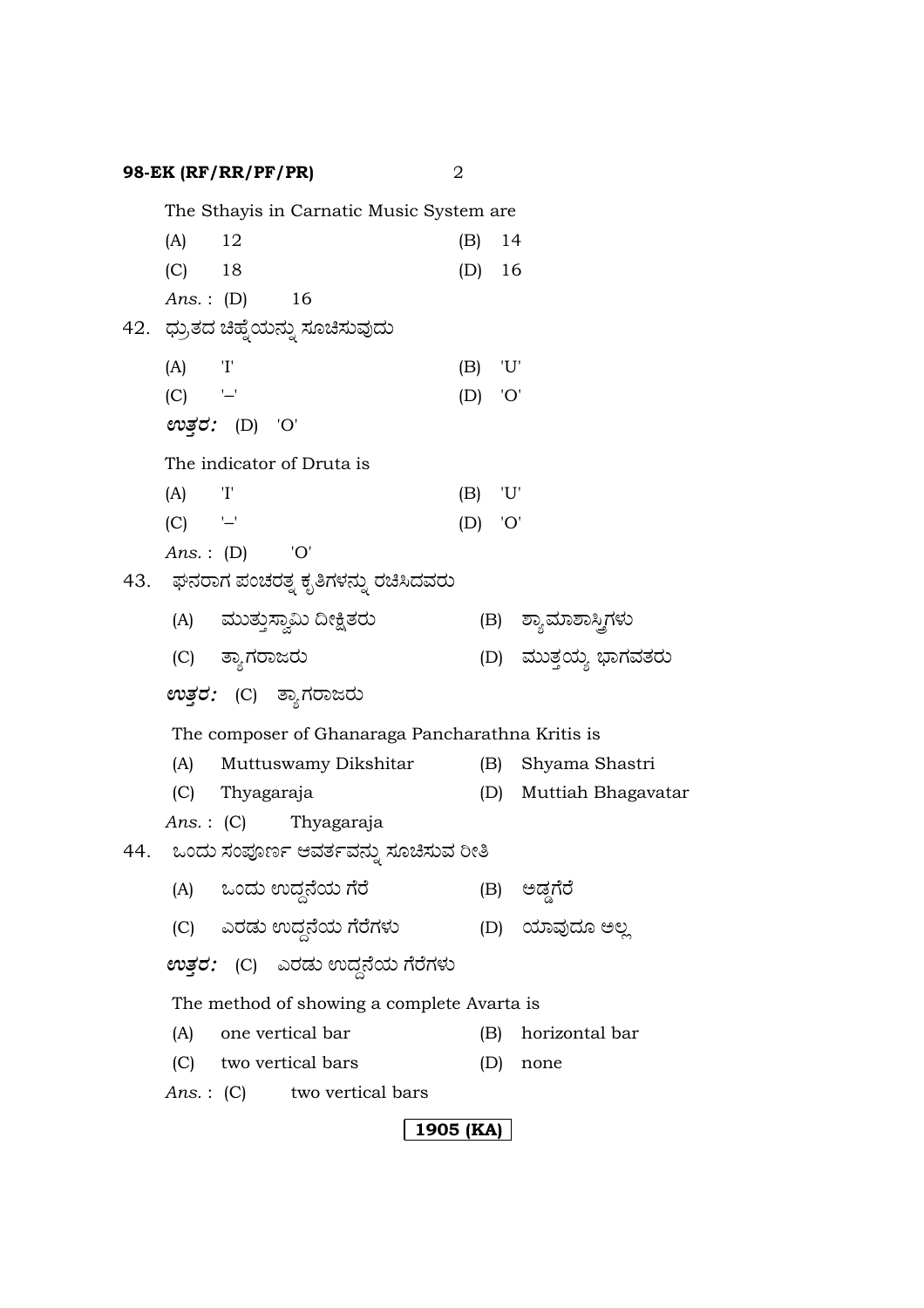The Sthayis in Carnatic Music System are

(A) 12 (B) 14

(C) 18 (D) 16

*Ans.* : (D) 16

42. ಧ್ರುತದ ಚಿಹ್ನೆಯನ್ನು ಸೂಚಿಸುವುದು

(A) 'I' (B) 'U'

(C) '–' (D) 'O'

***ಉತ್ತರ:*** (D) 'O'

The indicator of Druta is

(A) 'I' (B) 'U'

(C) '–' (D) 'O'

*Ans.* : (D) 'O'

43. ಘನರಾಗ ಪಂಚರತ್ನ ಕೃತಿಗಳನ್ನು ರಚಿಸಿದವರು

(A) ಮುತ್ತುಸ್ವಾಮಿ ದೀಕ್ಷಿತರು (B) ಶ್ಯಾಮಾಶಾಸ್ತ್ರಿಗಳು

(C) ತ್ಯಾಗರಾಜರು (D) ಮುತ್ತಯ್ಯ ಭಾಗವತರು

***ಉತ್ತರ:*** (C) ತ್ಯಾಗರಾಜರು

The composer of Ghanaraga Pancharathna Kritis is

(A) Muttuswamy Dikshitar (B) Shyama Shastri

(C) Thyagaraja (D) Muttiah Bhagavatar

*Ans.* : (C) Thyagaraja

44. ಒಂದು ಸಂಪೂರ್ಣ ಆವರ್ತವನ್ನು ಸೂಚಿಸುವ ರೀತಿ

(A) ಒಂದು ಉದ್ದನೆಯ ಗೆರೆ (B) ಅಡ್ಡಗೆರೆ

(C) ಎರಡು ಉದ್ದನೆಯ ಗೆರೆಗಳು (D) ಯಾವುದೂ ಅಲ್ಲ

***ಉತ್ತರ:*** (C) ಎರಡು ಉದ್ದನೆಯ ಗೆರೆಗಳು

The method of showing a complete Avarta is

(A) one vertical bar (B) horizontal bar

(C) two vertical bars (D) none

*Ans.* : (C) two vertical bars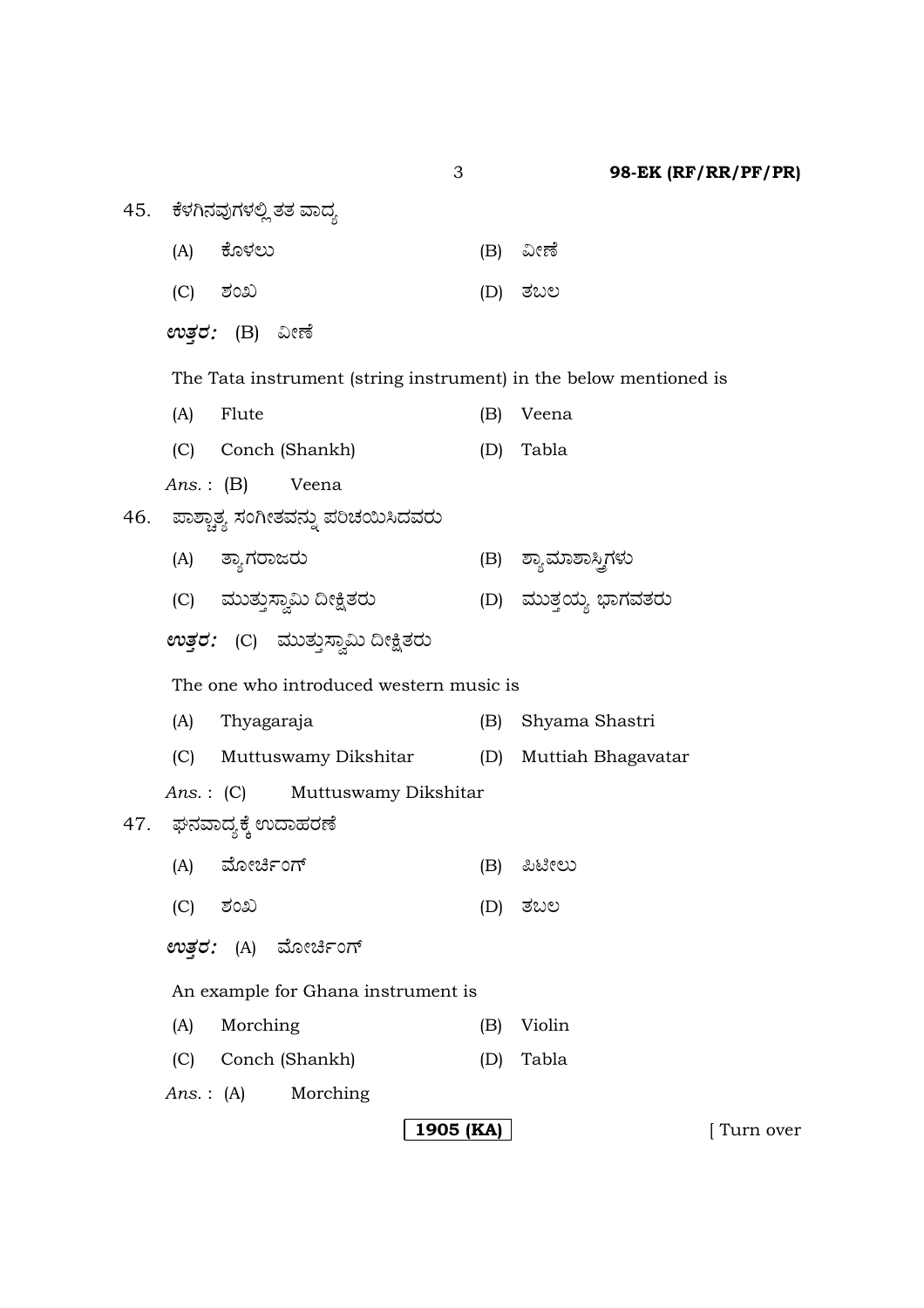45. ಕೆಳಗಿನವುಗಳಲ್ಲಿ ತತ ವಾದ್ಯ

(A) ಕೊಳಲು (B) ವೀಣೆ

(C) ಶಂಖ (D) ತಬಲ

***ಉತ್ತರ:*** (B) ವೀಣೆ

The Tata instrument (string instrument) in the below mentioned is

(A) Flute (B) Veena

(C) Conch (Shankh) (D) Tabla

*Ans.* : (B) Veena

46. ಪಾಶ್ಚಾತ್ಯ ಸಂಗೀತವನ್ನು ಪರಿಚಯಿಸಿದವರು

(A) ತ್ಯಾಗರಾಜರು (B) ಶ್ಯಾಮಾಶಾಸ್ತ್ರಿಗಳು

(C) ಮುತ್ತುಸ್ವಾಮಿ ದೀಕ್ಷಿತರು (D) ಮುತ್ತಯ್ಯ ಭಾಗವತರು

***ಉತ್ತರ:*** (C) ಮುತ್ತುಸ್ವಾಮಿ ದೀಕ್ಷಿತರು

The one who introduced western music is

(A) Thyagaraja (B) Shyama Shastri

(C) Muttuswamy Dikshitar (D) Muttiah Bhagavatar

*Ans.* : (C) Muttuswamy Dikshitar

47. ಘನವಾದ್ಯಕ್ಕೆ ಉದಾಹರಣೆ

(A) ಮೋರ್ಚಿಂಗ್ (B) ಪಿಟೀಲು

(C) ಶಂಖ (D) ತಬಲ

***ಉತ್ತರ:*** (A) ಮೋರ್ಚಿಂಗ್

An example for Ghana instrument is

(A) Morching (B) Violin

(C) Conch (Shankh) (D) Tabla

*Ans.* : (A) Morching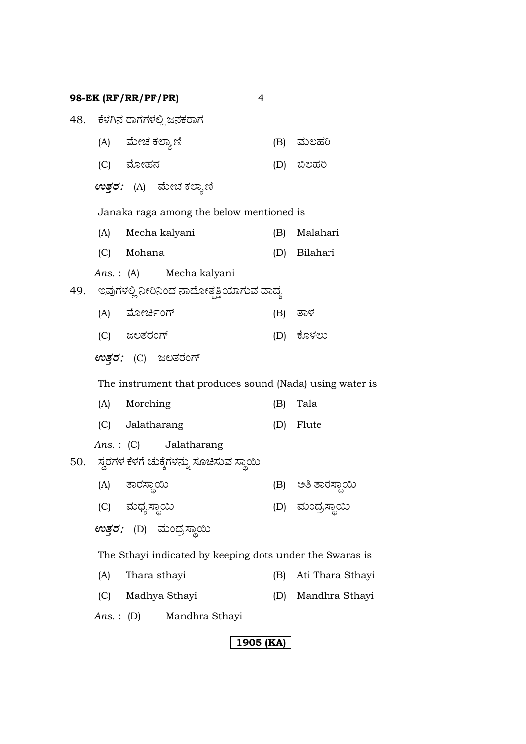48. ಕೆಳಗಿನ ರಾಗಗಳಲ್ಲಿ ಜನಕರಾಗ

(A) ಮೇಚ ಕಲ್ಯಾಣಿ (B) ಮಲಹರಿ

(C) ಮೋಹನ (D) ಬಿಲಹರಿ

***ಉತ್ತರ:*** (A) ಮೇಚ ಕಲ್ಯಾಣಿ

Janaka raga among the below mentioned is

(A) Mecha kalyani (B) Malahari

(C) Mohana (D) Bilahari

*Ans.* : (A) Mecha kalyani

49. ಇವುಗಳಲ್ಲಿ ನೀರಿನಿಂದ ನಾದೋತ್ಪತ್ತಿಯಾಗುವ ವಾದ್ಯ

(A) ಮೋರ್ಚಿಂಗ್ (B) ತಾಳ

(C) ಜಲತರಂಗ್ (D) ಕೊಳಲು

***ಉತ್ತರ:*** (C) ಜಲತರಂಗ್

The instrument that produces sound (Nada) using water is

(A) Morching (B) Tala

(C) Jalatharang (D) Flute

*Ans.* : (C) Jalatharang

50. ಸ್ವರಗಳ ಕೆಳಗೆ ಚುಕ್ಕೆಗಳನ್ನು ಸೂಚಿಸುವ ಸ್ಥಾಯಿ

(A) ತಾರಸ್ಥಾಯಿ (B) ಅತಿ ತಾರಸ್ಥಾಯಿ

(C) ಮಧ್ಯಸ್ಥಾಯಿ (D) ಮಂದ್ರಸ್ಥಾಯಿ

***ಉತ್ತರ:*** (D) ಮಂದ್ರಸ್ಥಾಯಿ

The Sthayi indicated by keeping dots under the Swaras is

(A) Thara sthayi (B) Ati Thara Sthayi

(C) Madhya Sthayi (D) Mandhra Sthayi

*Ans.* : (D) Mandhra Sthayi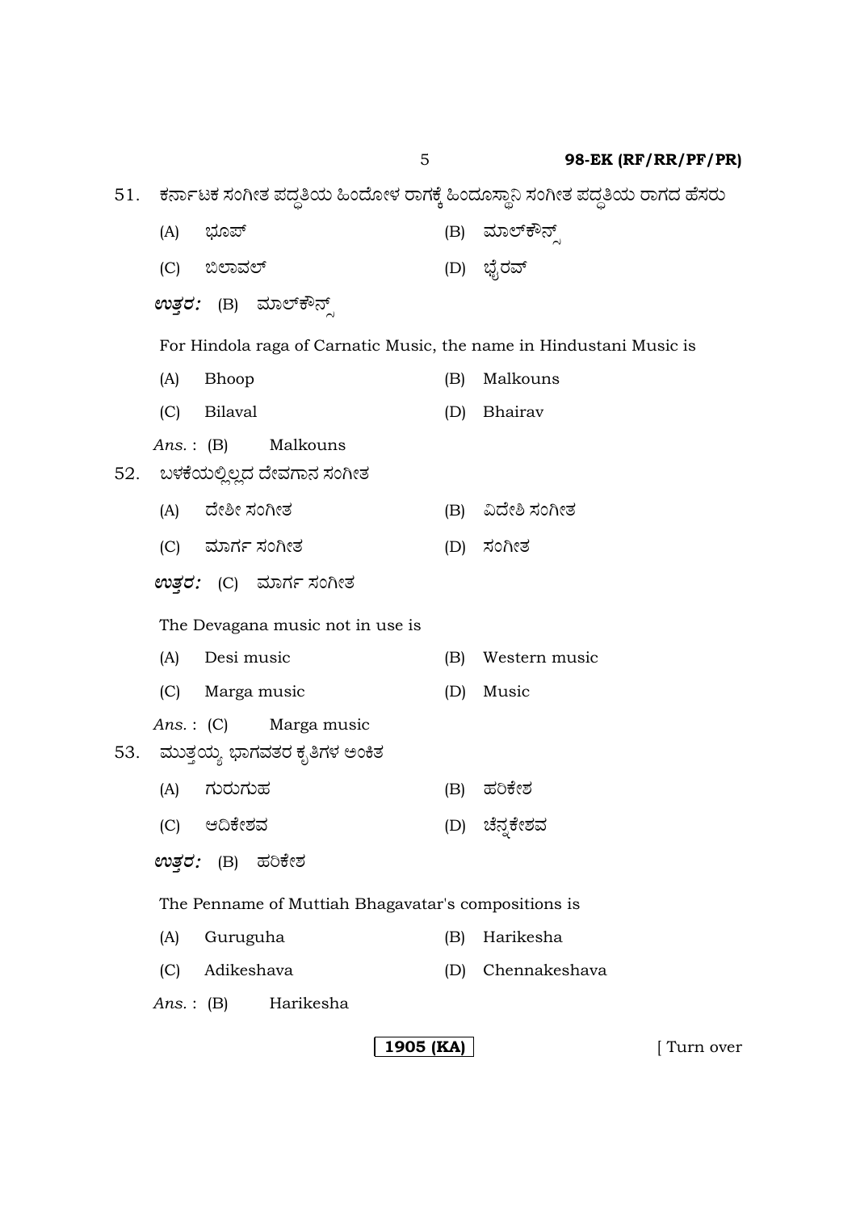51. ಕರ್ನಾಟಕ ಸಂಗೀತ ಪದ್ಧತಿಯ ಹಿಂದೋಳ ರಾಗಕ್ಕೆ ಹಿಂದೂಸ್ಥಾನಿ ಸಂಗೀತ ಪದ್ಧತಿಯ ರಾಗದ ಹೆಸರು

(A) ಭೂಪ್ (B) ಮಾಲ್‌ಕೌನ್ಸ್

(C) ಬಿಲಾವಲ್ (D) ಭೈರವ್

***ಉತ್ತರ:*** (B) ಮಾಲ್‌ಕೌನ್ಸ್

For Hindola raga of Carnatic Music, the name in Hindustani Music is

(A) Bhoop (B) Malkouns

(C) Bilaval (D) Bhairav

*Ans.* : (B) Malkouns

52. ಬಳಕೆಯಲ್ಲಿಲ್ಲದ ದೇವಗಾನ ಸಂಗೀತ

(A) ದೇಶೀ ಸಂಗೀತ (B) ವಿದೇಶಿ ಸಂಗೀತ

(C) ಮಾರ್ಗ ಸಂಗೀತ (D) ಸಂಗೀತ

***ಉತ್ತರ:*** (C) ಮಾರ್ಗ ಸಂಗೀತ

The Devagana music not in use is

(A) Desi music (B) Western music

(C) Marga music (D) Music

*Ans.* : (C) Marga music

53. ಮುತ್ತಯ್ಯ ಭಾಗವತರ ಕೃತಿಗಳ ಅಂಕಿತ

(A) ಗುರುಗುಹ (B) ಹರಿಕೇಶ

(C) ಆದಿಕೇಶವ (D) ಚೆನ್ನಕೇಶವ

***ಉತ್ತರ:*** (B) ಹರಿಕೇಶ

The Penname of Muttiah Bhagavatar's compositions is

(A) Guruguha (B) Harikesha

(C) Adikeshava (D) Chennakeshava

*Ans.* : (B) Harikesha

**1905 (KA)** [ Turn over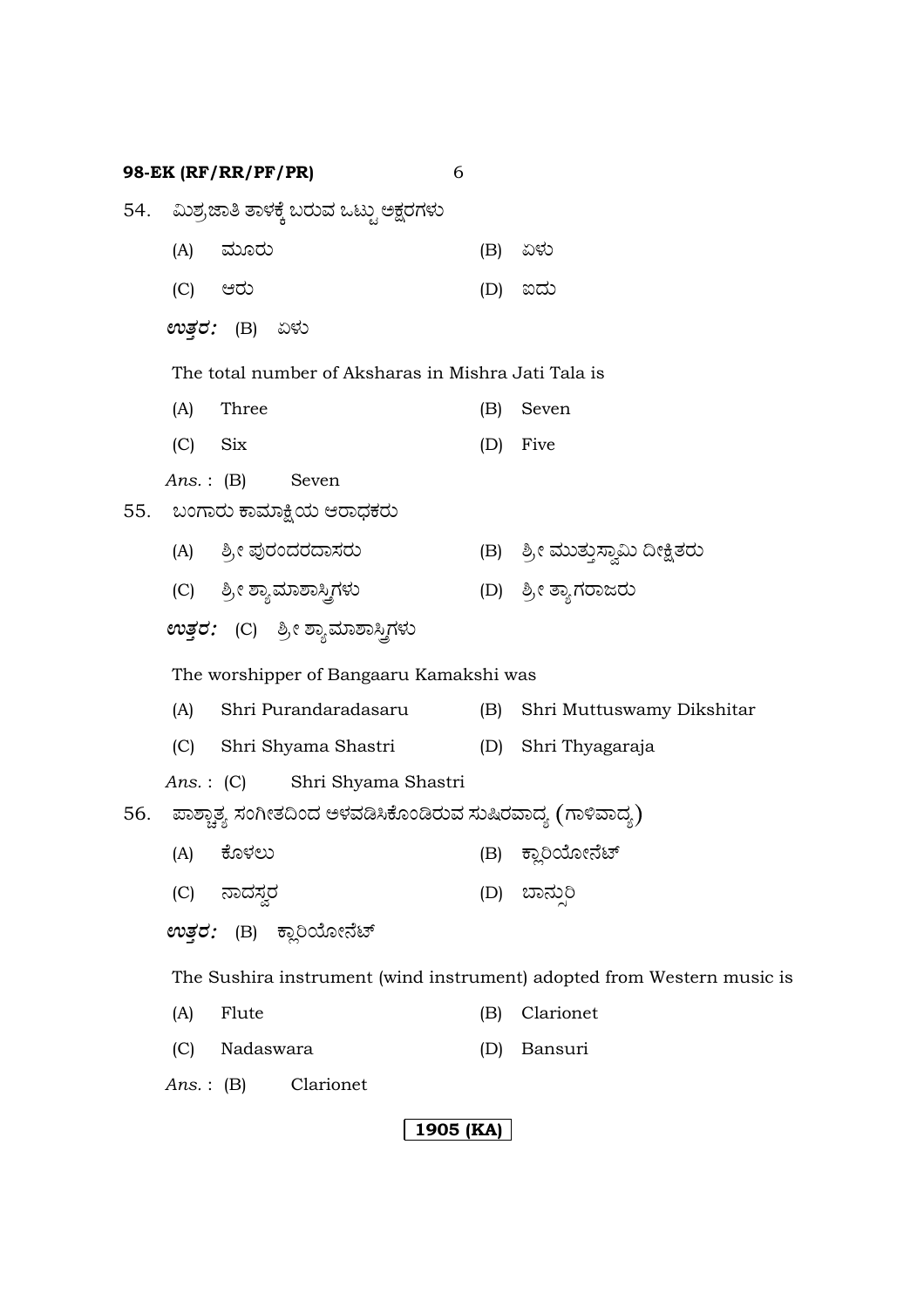54. ಮಿಶ್ರಜಾತಿ ತಾಳಕ್ಕೆ ಬರುವ ಒಟ್ಟು ಅಕ್ಷರಗಳು

(A) ಮೂರು (B) ಏಳು

(C) ಆರು (D) ಐದು

***ಉತ್ತರ:*** (B) ಏಳು

The total number of Aksharas in Mishra Jati Tala is

(A) Three (B) Seven

(C) Six (D) Five

*Ans.* : (B) Seven

55. ಬಂಗಾರು ಕಾಮಾಕ್ಷಿಯ ಆರಾಧಕರು

(A) ಶ್ರೀ ಪುರಂದರದಾಸರು (B) ಶ್ರೀ ಮುತ್ತುಸ್ವಾಮಿ ದೀಕ್ಷಿತರು

(C) ಶ್ರೀ ಶ್ಯಾಮಾಶಾಸ್ತ್ರಿಗಳು (D) ಶ್ರೀ ತ್ಯಾಗರಾಜರು

***ಉತ್ತರ:*** (C) ಶ್ರೀ ಶ್ಯಾಮಾಶಾಸ್ತ್ರಿಗಳು

The worshipper of Bangaaru Kamakshi was

(A) Shri Purandaradasaru (B) Shri Muttuswamy Dikshitar

(C) Shri Shyama Shastri (D) Shri Thyagaraja

*Ans.* : (C) Shri Shyama Shastri

56. ಪಾಶ್ಚಾತ್ಯ ಸಂಗೀತದಿಂದ ಅಳವಡಿಸಿಕೊಂಡಿರುವ ಸುಷಿರವಾದ್ಯ (ಗಾಳಿವಾದ್ಯ)

(A) ಕೊಳಲು (B) ಕ್ಲಾರಿಯೋನೆಟ್

(C) ನಾದಸ್ವರ (D) ಬಾನ್ಸುರಿ

***ಉತ್ತರ:*** (B) ಕ್ಲಾರಿಯೋನೆಟ್

The Sushira instrument (wind instrument) adopted from Western music is

(A) Flute (B) Clarionet

(C) Nadaswara (D) Bansuri

*Ans.* : (B) Clarionet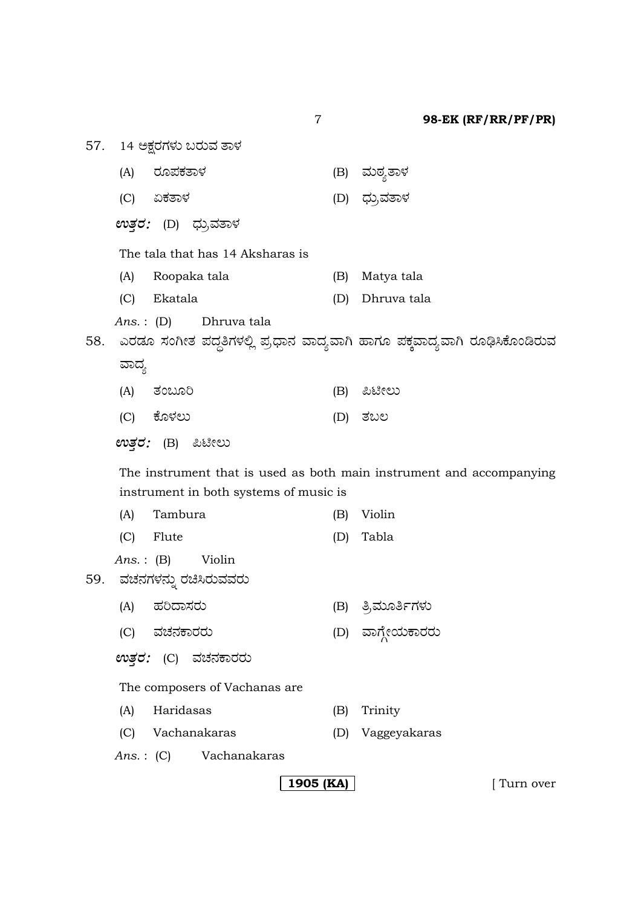57. 14 ಅಕ್ಷರಗಳು ಬರುವ ತಾಳ

(A) ರೂಪಕತಾಳ (B) ಮಠ್ಯತಾಳ

(C) ಏಕತಾಳ (D) ಧ್ರುವತಾಳ

***ಉತ್ತರ:*** (D) ಧ್ರುವತಾಳ

The tala that has 14 Aksharas is

(A) Roopaka tala (B) Matya tala

(C) Ekatala (D) Dhruva tala

*Ans.* : (D) Dhruva tala

58. ಎರಡೂ ಸಂಗೀತ ಪದ್ಧತಿಗಳಲ್ಲಿ ಪ್ರಧಾನ ವಾದ್ಯವಾಗಿ ಹಾಗೂ ಪಕ್ಕವಾದ್ಯವಾಗಿ ರೂಢಿಸಿಕೊಂಡಿರುವ ವಾದ್ಯ

(A) ತಂಬೂರಿ (B) ಪಿಟೀಲು

(C) ಕೊಳಲು (D) ತಬಲ

***ಉತ್ತರ:*** (B) ಪಿಟೀಲು

The instrument that is used as both main instrument and accompanying instrument in both systems of music is

(A) Tambura (B) Violin

(C) Flute (D) Tabla

*Ans.* : (B) Violin

59. ವಚನಗಳನ್ನು ರಚಿಸಿರುವವರು

(A) ಹರಿದಾಸರು (B) ತ್ರಿಮೂರ್ತಿಗಳು

(C) ವಚನಕಾರರು (D) ವಾಗ್ಗೇಯಕಾರರು

***ಉತ್ತರ:*** (C) ವಚನಕಾರರು

The composers of Vachanas are

(A) Haridasas (B) Trinity

(C) Vachanakaras (D) Vaggeyakaras

*Ans.* : (C) Vachanakaras

[ Turn over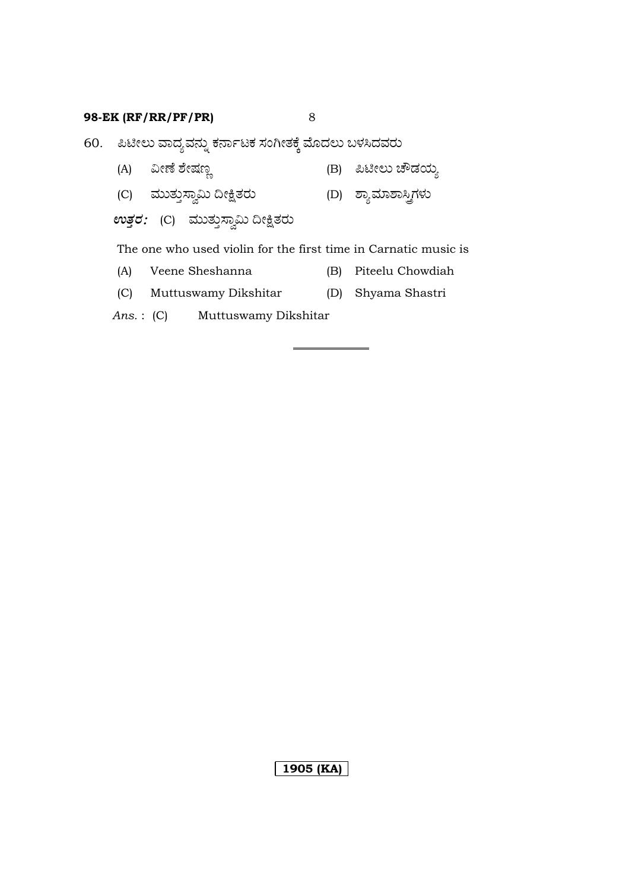60. ಪಿಟೀಲು ವಾದ್ಯವನ್ನು ಕರ್ನಾಟಕ ಸಂಗೀತಕ್ಕೆ ಮೊದಲು ಬಳಸಿದವರು

(A) ವೀಣೆ ಶೇಷಣ್ಣ  (B) ಪಿಟೀಲು ಚೌಡಯ್ಯ

(C) ಮುತ್ತುಸ್ವಾಮಿ ದೀಕ್ಷಿತರು  (D) ಶ್ಯಾಮಾಶಾಸ್ತ್ರಿಗಳು

***ಉತ್ತರ:*** (C) ಮುತ್ತುಸ್ವಾಮಿ ದೀಕ್ಷಿತರು

The one who used violin for the first time in Carnatic music is

(A) Veene Sheshanna  (B) Piteelu Chowdiah

(C) Muttuswamy Dikshitar  (D) Shyama Shastri

*Ans.* : (C) Muttuswamy Dikshitar

1905 (KA)